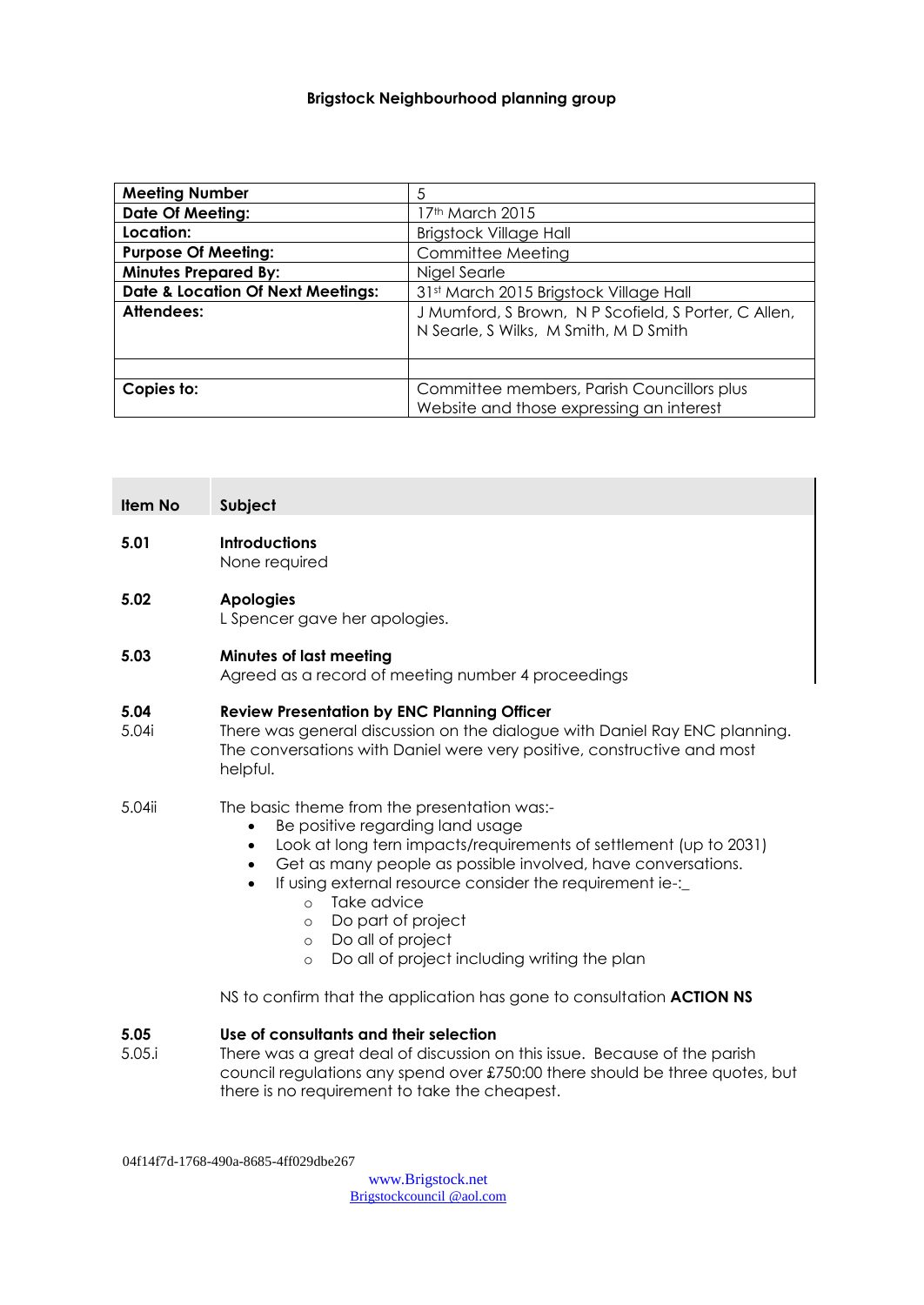**Brigstock Neighbourhood planning group**

| **Meeting Number** | 5 |
|---|---|
| **Date Of Meeting:** | 17th March 2015 |
| **Location:** | Brigstock Village Hall |
| **Purpose Of Meeting:** | Committee Meeting |
| **Minutes Prepared By:** | Nigel Searle |
| **Date & Location Of Next Meetings:** | 31st March 2015 Brigstock Village Hall |
| **Attendees:** | J Mumford, S Brown, N P Scofield, S Porter, C Allen, N Searle, S Wilks, M Smith, M D Smith |
| | |
| **Copies to:** | Committee members, Parish Councillors plus Website and those expressing an interest |

| **Item No** | **Subject** |
|---|---|
| **5.01** | **Introductions**<br>None required |
| **5.02** | **Apologies**<br>L Spencer gave her apologies. |
| **5.03** | **Minutes of last meeting**<br>Agreed as a record of meeting number 4 proceedings |

**5.04** **Review Presentation by ENC Planning Officer**

5.04i There was general discussion on the dialogue with Daniel Ray ENC planning. The conversations with Daniel were very positive, constructive and most helpful.

5.04ii The basic theme from the presentation was:-

- Be positive regarding land usage
- Look at long tern impacts/requirements of settlement (up to 2031)
- Get as many people as possible involved, have conversations.
- If using external resource consider the requirement ie-:_
  - Take advice
  - Do part of project
  - Do all of project
  - Do all of project including writing the plan

NS to confirm that the application has gone to consultation **ACTION NS**

**5.05** **Use of consultants and their selection**

5.05.i There was a great deal of discussion on this issue. Because of the parish council regulations any spend over £750:00 there should be three quotes, but there is no requirement to take the cheapest.

04f14f7d-1768-490a-8685-4ff029dbe267

www.Brigstock.net
Brigstockcouncil @aol.com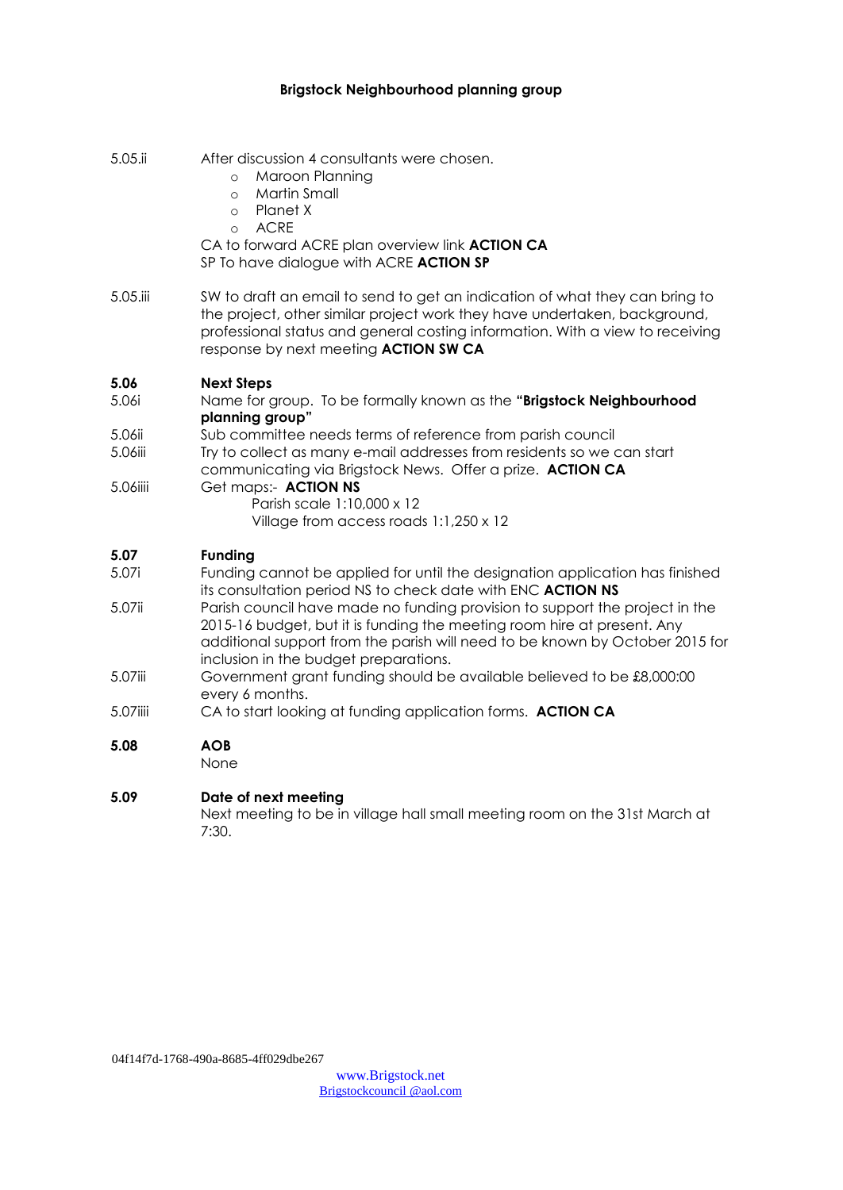**Brigstock Neighbourhood planning group**

5.05.ii After discussion 4 consultants were chosen.

- Maroon Planning
- Martin Small
- Planet X
- ACRE

CA to forward ACRE plan overview link **ACTION CA**
SP To have dialogue with ACRE **ACTION SP**

5.05.iii SW to draft an email to send to get an indication of what they can bring to the project, other similar project work they have undertaken, background, professional status and general costing information. With a view to receiving response by next meeting **ACTION SW CA**

**5.06 Next Steps**

5.06i Name for group. To be formally known as the **"Brigstock Neighbourhood planning group"**

5.06ii Sub committee needs terms of reference from parish council

5.06iii Try to collect as many e-mail addresses from residents so we can start communicating via Brigstock News. Offer a prize. **ACTION CA**

5.06iiii Get maps:- **ACTION NS**
Parish scale 1:10,000 x 12
Village from access roads 1:1,250 x 12

**5.07 Funding**

5.07i Funding cannot be applied for until the designation application has finished its consultation period NS to check date with ENC **ACTION NS**

5.07ii Parish council have made no funding provision to support the project in the 2015-16 budget, but it is funding the meeting room hire at present. Any additional support from the parish will need to be known by October 2015 for inclusion in the budget preparations.

5.07iii Government grant funding should be available believed to be £8,000:00 every 6 months.

5.07iiii CA to start looking at funding application forms. **ACTION CA**

**5.08 AOB**

None

**5.09 Date of next meeting**

Next meeting to be in village hall small meeting room on the 31st March at 7:30.

04f14f7d-1768-490a-8685-4ff029dbe267

www.Brigstock.net
Brigstockcouncil @aol.com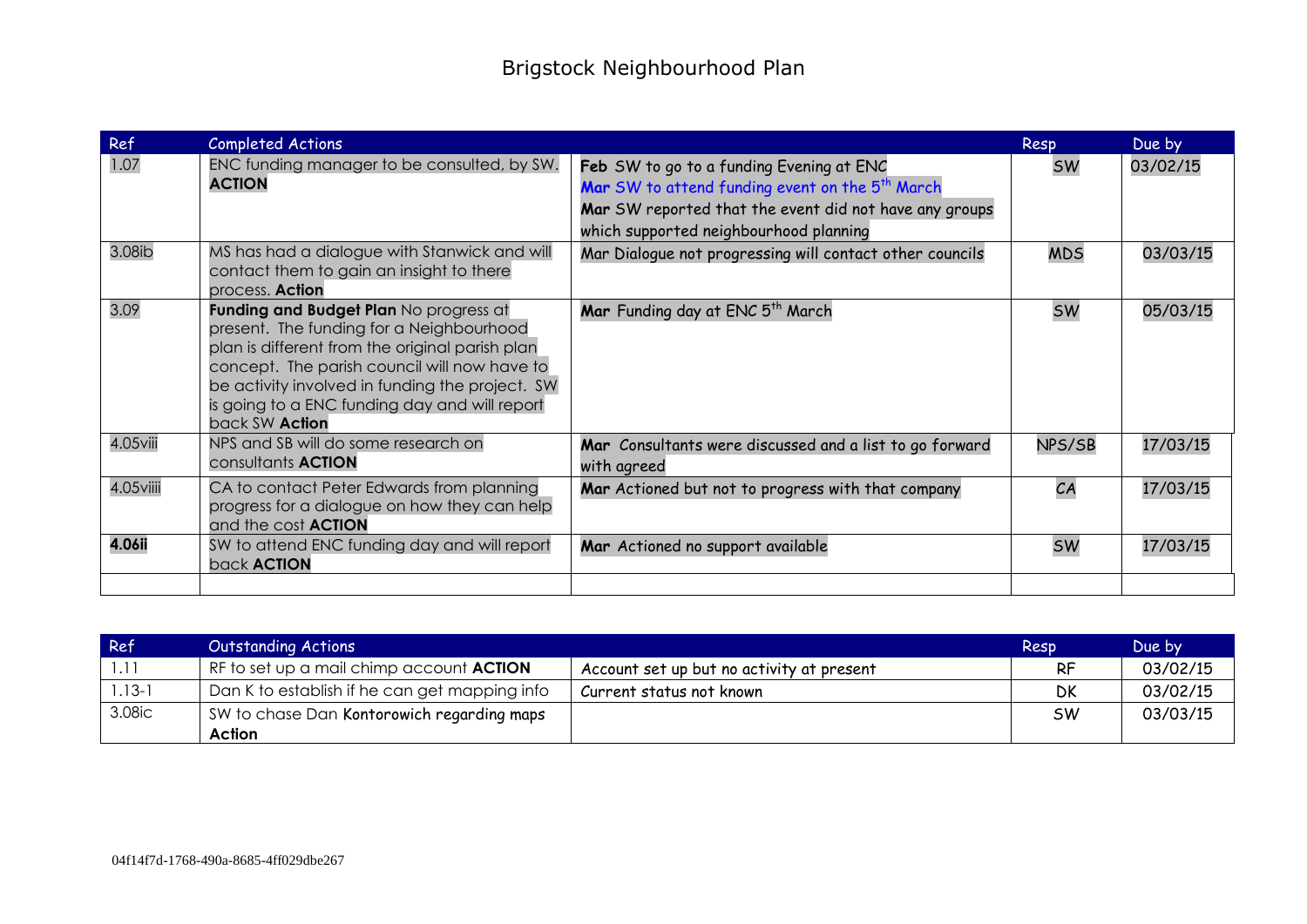# Brigstock Neighbourhood Plan

| Ref | Completed Actions | | Resp | Due by |
|---|---|---|---|---|
| 1.07 | ENC funding manager to be consulted, by SW. **ACTION** | **Feb** SW to go to a funding Evening at ENC<br>**Mar** SW to attend funding event on the 5th March<br>**Mar** SW reported that the event did not have any groups which supported neighbourhood planning | SW | 03/02/15 |
| 3.08ib | MS has had a dialogue with Stanwick and will contact them to gain an insight to there process. **Action** | Mar Dialogue not progressing will contact other councils | MDS | 03/03/15 |
| 3.09 | **Funding and Budget Plan** No progress at present. The funding for a Neighbourhood plan is different from the original parish plan concept. The parish council will now have to be activity involved in funding the project. SW is going to a ENC funding day and will report back SW **Action** | **Mar** Funding day at ENC 5th March | SW | 05/03/15 |
| 4.05viii | NPS and SB will do some research on consultants **ACTION** | **Mar** Consultants were discussed and a list to go forward with agreed | NPS/SB | 17/03/15 |
| 4.05viiii | CA to contact Peter Edwards from planning progress for a dialogue on how they can help and the cost **ACTION** | **Mar** Actioned but not to progress with that company | CA | 17/03/15 |
| **4.06ii** | SW to attend ENC funding day and will report back **ACTION** | **Mar** Actioned no support available | SW | 17/03/15 |
| | | | | |

| Ref | Outstanding Actions | | Resp | Due by |
|---|---|---|---|---|
| 1.11 | RF to set up a mail chimp account **ACTION** | Account set up but no activity at present | RF | 03/02/15 |
| 1.13-1 | Dan K to establish if he can get mapping info | Current status not known | DK | 03/02/15 |
| 3.08ic | SW to chase Dan **Kontorowich** regarding maps **Action** | | SW | 03/03/15 |

04f14f7d-1768-490a-8685-4ff029dbe267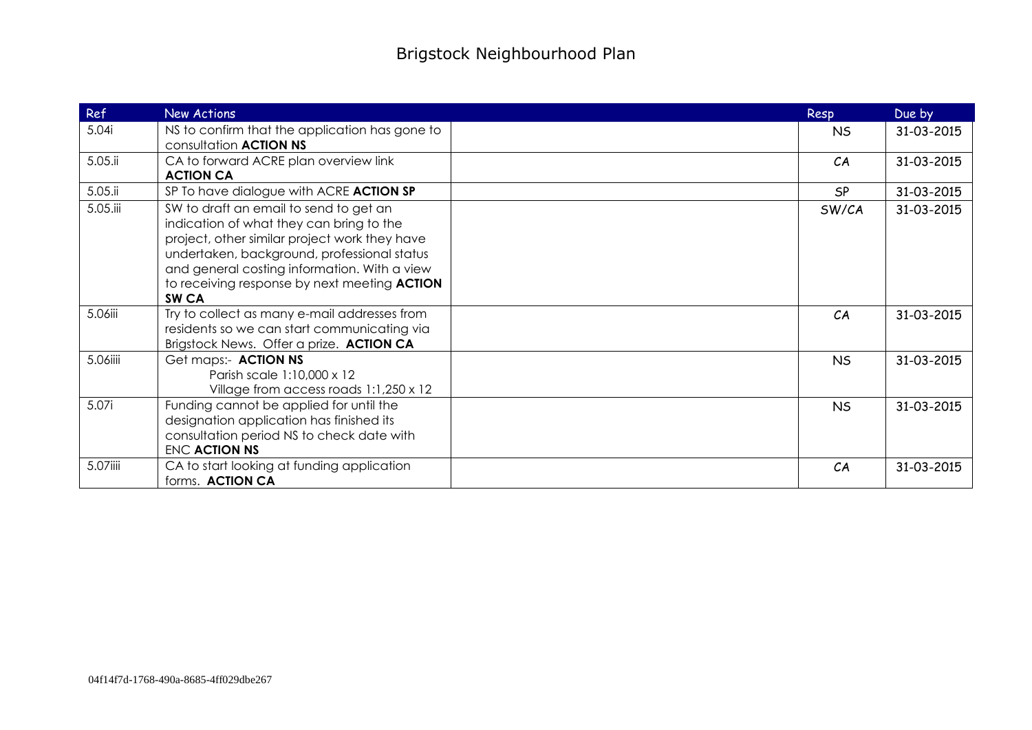# Brigstock Neighbourhood Plan

| Ref | New Actions | | Resp | Due by |
|---|---|---|---|---|
| 5.04i | NS to confirm that the application has gone to consultation **ACTION NS** | | NS | 31-03-2015 |
| 5.05.ii | CA to forward ACRE plan overview link **ACTION CA** | | CA | 31-03-2015 |
| 5.05.ii | SP To have dialogue with ACRE **ACTION SP** | | SP | 31-03-2015 |
| 5.05.iii | SW to draft an email to send to get an indication of what they can bring to the project, other similar project work they have undertaken, background, professional status and general costing information. With a view to receiving response by next meeting **ACTION SW CA** | | SW/CA | 31-03-2015 |
| 5.06iii | Try to collect as many e-mail addresses from residents so we can start communicating via Brigstock News. Offer a prize. **ACTION CA** | | CA | 31-03-2015 |
| 5.06iiii | Get maps:- **ACTION NS**<br>Parish scale 1:10,000 x 12<br>Village from access roads 1:1,250 x 12 | | NS | 31-03-2015 |
| 5.07i | Funding cannot be applied for until the designation application has finished its consultation period NS to check date with ENC **ACTION NS** | | NS | 31-03-2015 |
| 5.07iiii | CA to start looking at funding application forms. **ACTION CA** | | CA | 31-03-2015 |

04f14f7d-1768-490a-8685-4ff029dbe267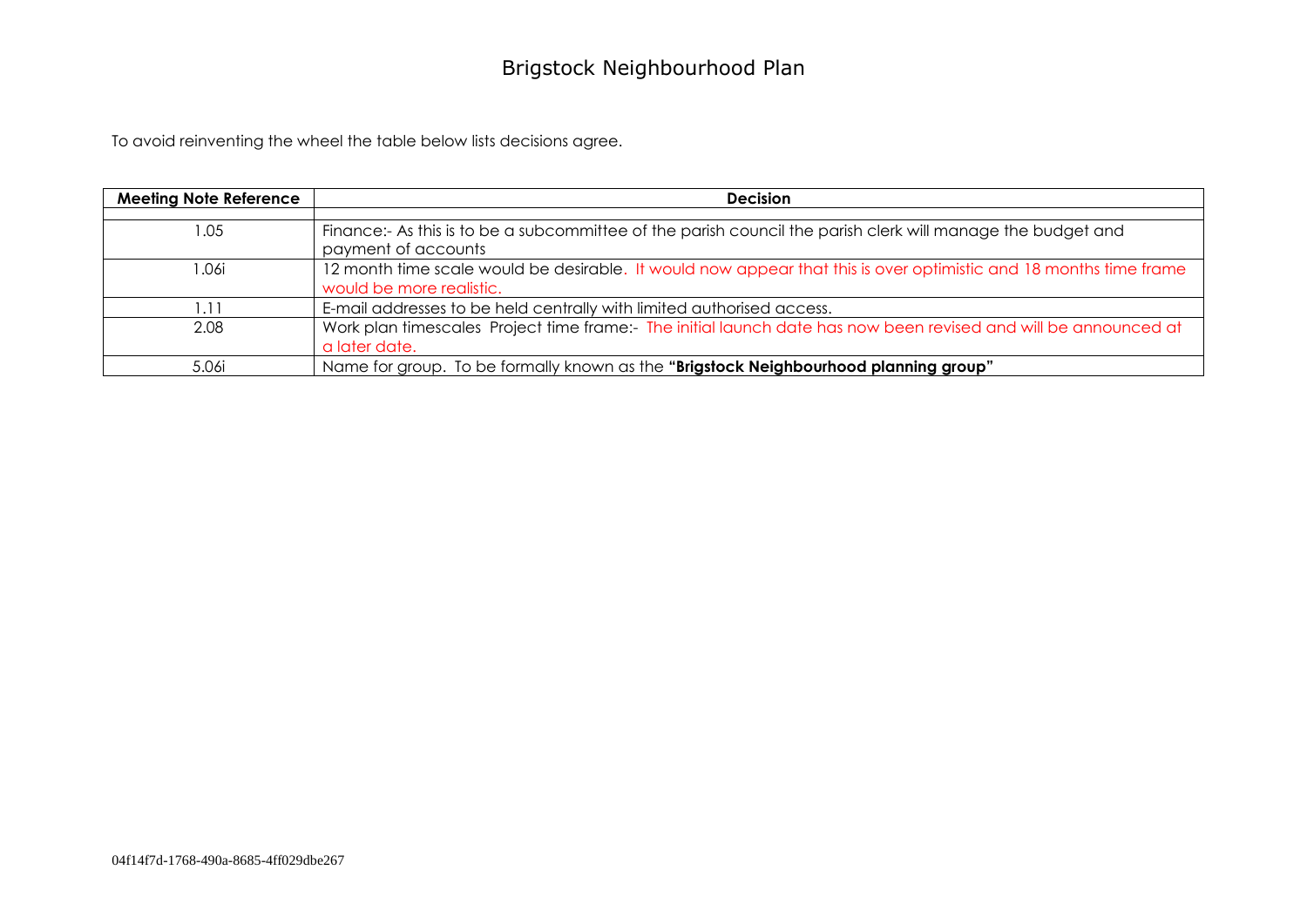# Brigstock Neighbourhood Plan

To avoid reinventing the wheel the table below lists decisions agree.

| Meeting Note Reference | Decision |
|---|---|
| | |
| 1.05 | Finance:- As this is to be a subcommittee of the parish council the parish clerk will manage the budget and payment of accounts |
| 1.06i | 12 month time scale would be desirable. It would now appear that this is over optimistic and 18 months time frame would be more realistic. |
| 1.11 | E-mail addresses to be held centrally with limited authorised access. |
| 2.08 | Work plan timescales Project time frame:- The initial launch date has now been revised and will be announced at a later date. |
| 5.06i | Name for group. To be formally known as the **"Brigstock Neighbourhood planning group"** |

04f14f7d-1768-490a-8685-4ff029dbe267